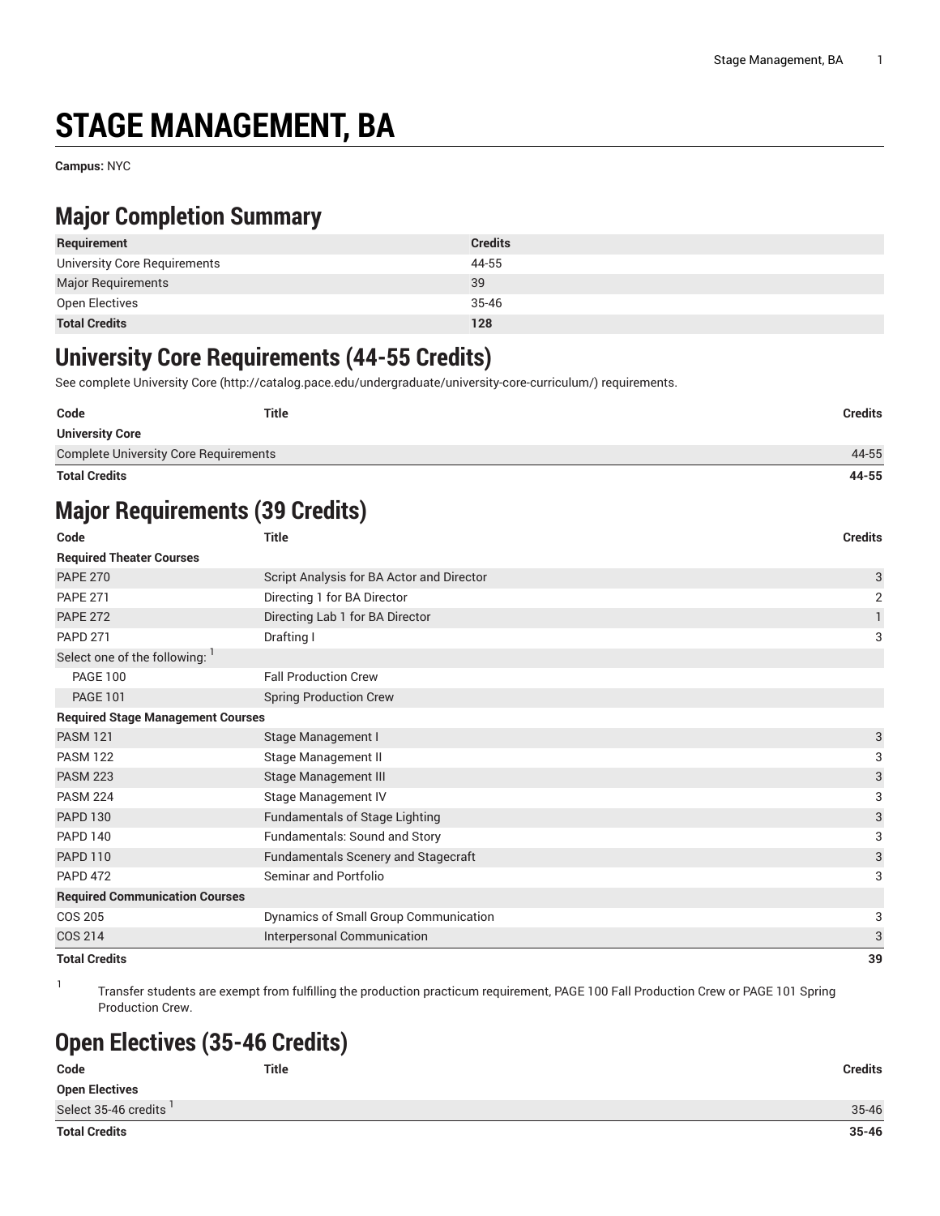# STAGE MANAGEMENT, BA

**Campus:** NYC

## Major Completion Summary

| Requirement | Credits |
|---|---|
| University Core Requirements | 44-55 |
| Major Requirements | 39 |
| Open Electives | 35-46 |
| **Total Credits** | **128** |

## University Core Requirements (44-55 Credits)

See complete University Core (http://catalog.pace.edu/undergraduate/university-core-curriculum/) requirements.

| Code | Title | Credits |
|---|---|---|
| **University Core** | | |
| Complete University Core Requirements | | 44-55 |
| **Total Credits** | | **44-55** |

## Major Requirements (39 Credits)

| Code | Title | Credits |
|---|---|---|
| **Required Theater Courses** | | |
| PAPE 270 | Script Analysis for BA Actor and Director | 3 |
| PAPE 271 | Directing 1 for BA Director | 2 |
| PAPE 272 | Directing Lab 1 for BA Director | 1 |
| PAPD 271 | Drafting I | 3 |
| Select one of the following: [1] | | |
| PAGE 100 | Fall Production Crew | |
| PAGE 101 | Spring Production Crew | |
| **Required Stage Management Courses** | | |
| PASM 121 | Stage Management I | 3 |
| PASM 122 | Stage Management II | 3 |
| PASM 223 | Stage Management III | 3 |
| PASM 224 | Stage Management IV | 3 |
| PAPD 130 | Fundamentals of Stage Lighting | 3 |
| PAPD 140 | Fundamentals: Sound and Story | 3 |
| PAPD 110 | Fundamentals Scenery and Stagecraft | 3 |
| PAPD 472 | Seminar and Portfolio | 3 |
| **Required Communication Courses** | | |
| COS 205 | Dynamics of Small Group Communication | 3 |
| COS 214 | Interpersonal Communication | 3 |
| **Total Credits** | | **39** |

1 Transfer students are exempt from fulfilling the production practicum requirement, PAGE 100 Fall Production Crew or PAGE 101 Spring Production Crew.

## Open Electives (35-46 Credits)

| Code | Title | Credits |
|---|---|---|
| **Open Electives** | | |
| Select 35-46 credits [1] | | 35-46 |
| **Total Credits** | | **35-46** |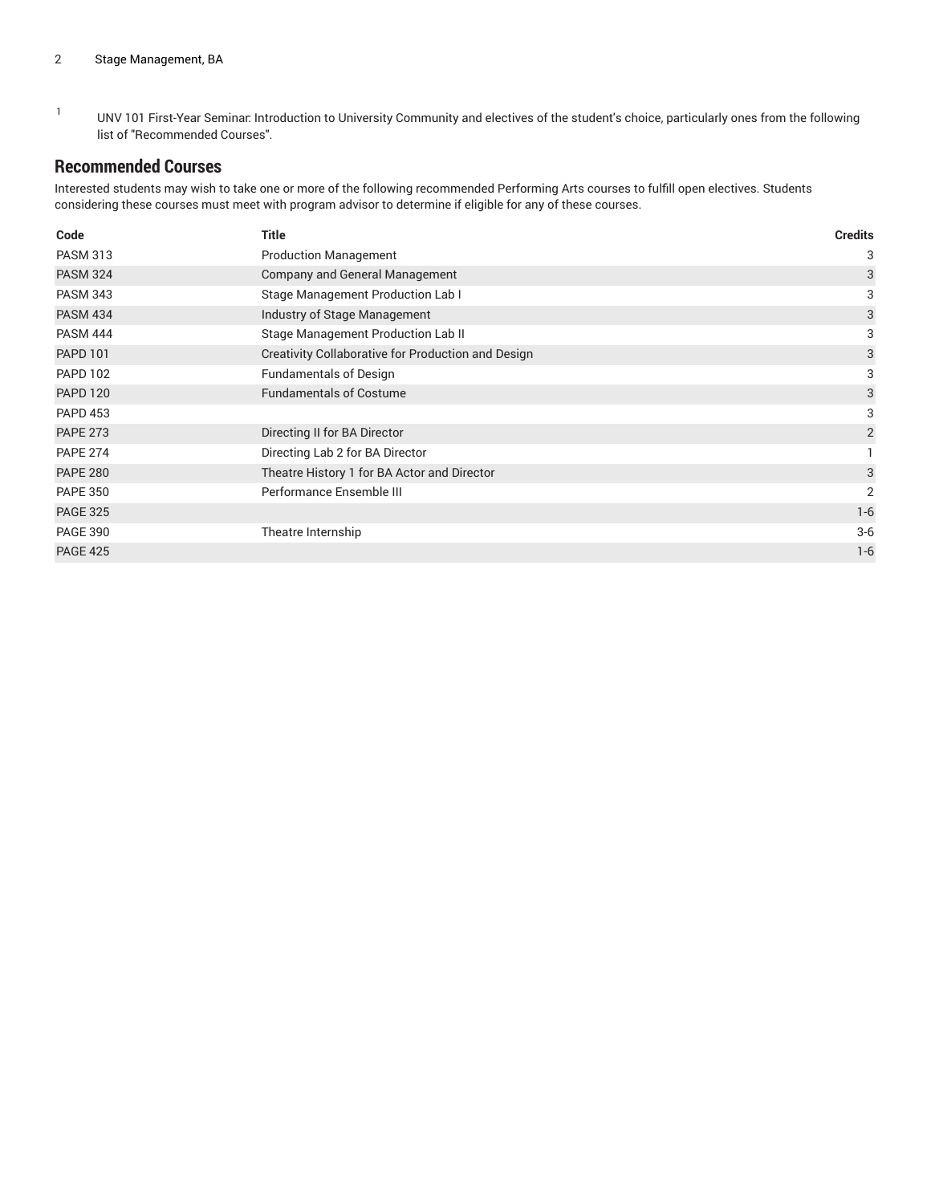[1] UNV 101 First-Year Seminar: Introduction to University Community and electives of the student's choice, particularly ones from the following list of "Recommended Courses".

## Recommended Courses

Interested students may wish to take one or more of the following recommended Performing Arts courses to fulfill open electives. Students considering these courses must meet with program advisor to determine if eligible for any of these courses.

| Code | Title | Credits |
|---|---|---|
| PASM 313 | Production Management | 3 |
| PASM 324 | Company and General Management | 3 |
| PASM 343 | Stage Management Production Lab I | 3 |
| PASM 434 | Industry of Stage Management | 3 |
| PASM 444 | Stage Management Production Lab II | 3 |
| PAPD 101 | Creativity Collaborative for Production and Design | 3 |
| PAPD 102 | Fundamentals of Design | 3 |
| PAPD 120 | Fundamentals of Costume | 3 |
| PAPD 453 | | 3 |
| PAPE 273 | Directing II for BA Director | 2 |
| PAPE 274 | Directing Lab 2 for BA Director | 1 |
| PAPE 280 | Theatre History 1 for BA Actor and Director | 3 |
| PAPE 350 | Performance Ensemble III | 2 |
| PAGE 325 | | 1-6 |
| PAGE 390 | Theatre Internship | 3-6 |
| PAGE 425 | | 1-6 |